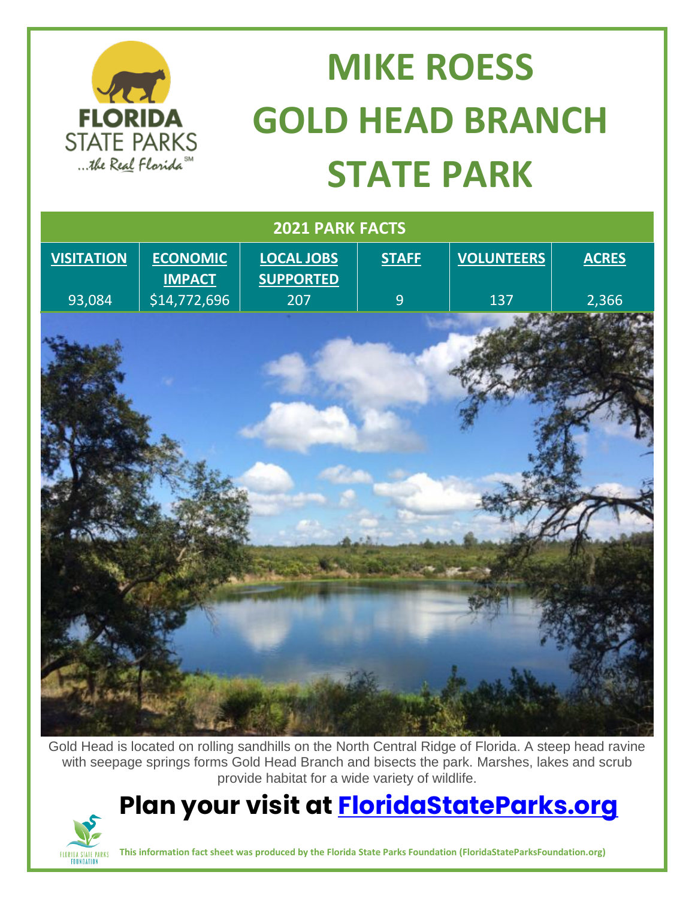# MIKE ROESS GOLD HEAD BRANCH STATE PARK

| 2021 PARK FACTS | | | | | |
|---|---|---|---|---|---|
| VISITATION | ECONOMIC IMPACT | LOCAL JOBS SUPPORTED | STAFF | VOLUNTEERS | ACRES |
| 93,084 | $14,772,696 | 207 | 9 | 137 | 2,366 |

Gold Head is located on rolling sandhills on the North Central Ridge of Florida. A steep head ravine with seepage springs forms Gold Head Branch and bisects the park. Marshes, lakes and scrub provide habitat for a wide variety of wildlife.

## Plan your visit at [FloridaStateParks.org](https://FloridaStateParks.org)

**This information fact sheet was produced by the Florida State Parks Foundation (FloridaStateParksFoundation.org)**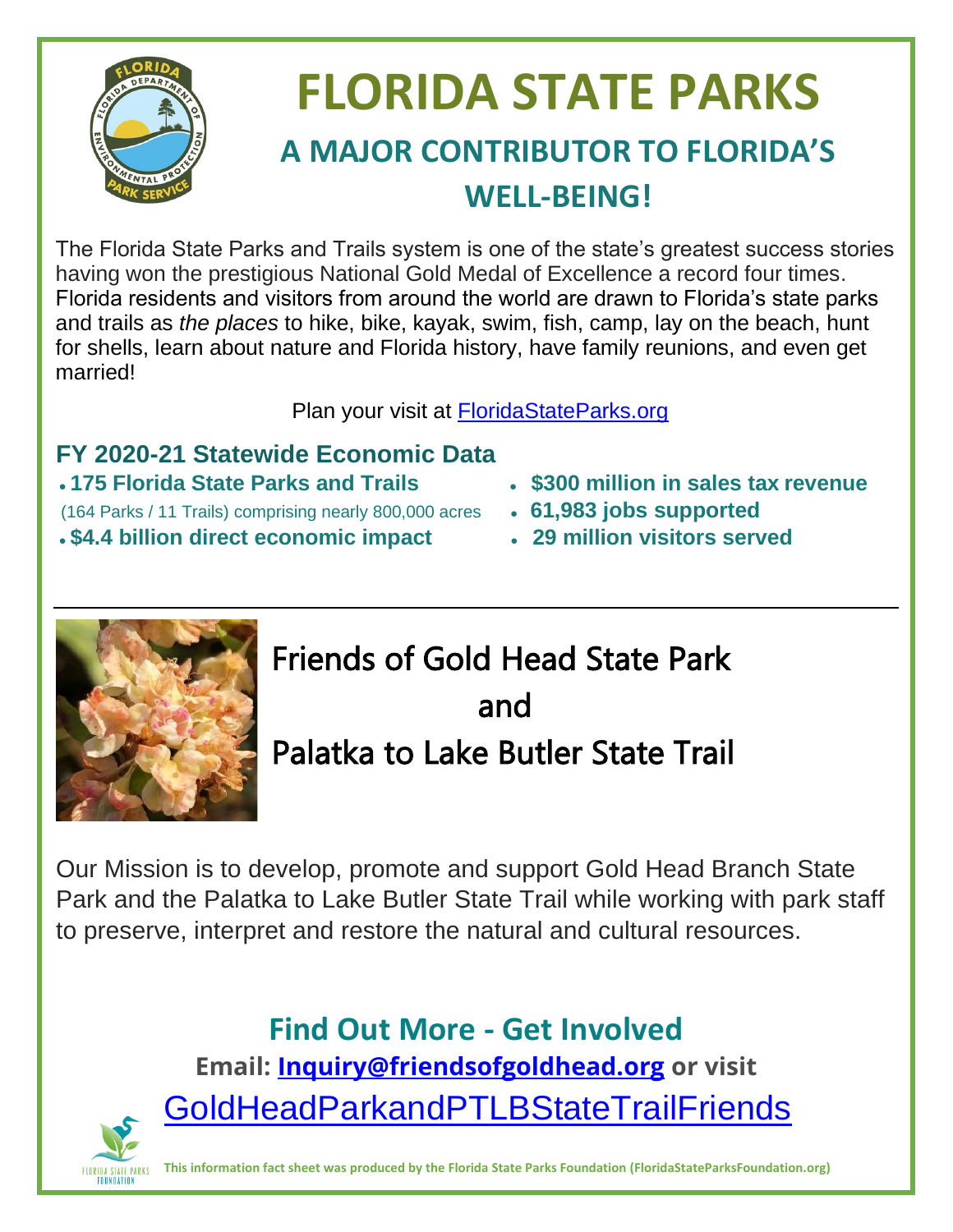# FLORIDA STATE PARKS

## A MAJOR CONTRIBUTOR TO FLORIDA'S WELL-BEING!

The Florida State Parks and Trails system is one of the state's greatest success stories having won the prestigious National Gold Medal of Excellence a record four times. Florida residents and visitors from around the world are drawn to Florida's state parks and trails as *the places* to hike, bike, kayak, swim, fish, camp, lay on the beach, hunt for shells, learn about nature and Florida history, have family reunions, and even get married!

Plan your visit at [FloridaStateParks.org](https://FloridaStateParks.org)

### FY 2020-21 Statewide Economic Data

- **175 Florida State Parks and Trails** (164 Parks / 11 Trails) comprising nearly 800,000 acres
- **$4.4 billion direct economic impact**
- **$300 million in sales tax revenue**
- **61,983 jobs supported**
- **29 million visitors served**

---

## Friends of Gold Head State Park and Palatka to Lake Butler State Trail

Our Mission is to develop, promote and support Gold Head Branch State Park and the Palatka to Lake Butler State Trail while working with park staff to preserve, interpret and restore the natural and cultural resources.

## Find Out More - Get Involved

**Email: [Inquiry@friendsofgoldhead.org](mailto:Inquiry@friendsofgoldhead.org) or visit**

GoldHeadParkandPTLBStateTrailFriends

**This information fact sheet was produced by the Florida State Parks Foundation (FloridaStateParksFoundation.org)**